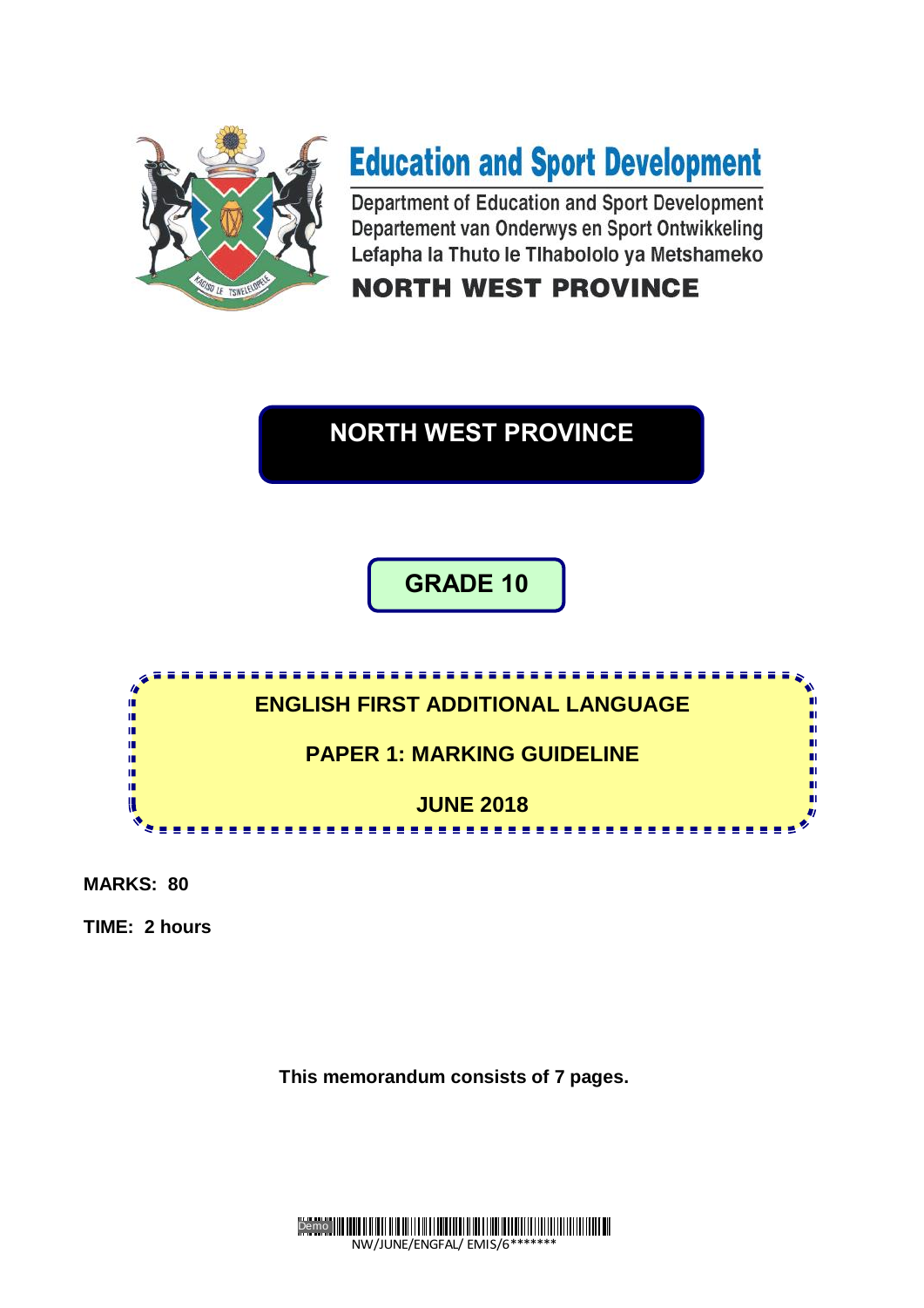# Education and Sport Development

Department of Education and Sport Development
Departement van Onderwys en Sport Ontwikkeling
Lefapha la Thuto le Tlhabololo ya Metshameko

**NORTH WEST PROVINCE**

## NORTH WEST PROVINCE

## GRADE 10

## ENGLISH FIRST ADDITIONAL LANGUAGE

## PAPER 1: MARKING GUIDELINE

## JUNE 2018

**MARKS: 80**

**TIME: 2 hours**

**This memorandum consists of 7 pages.**

NW/JUNE/ENGFAL/ EMIS/6*******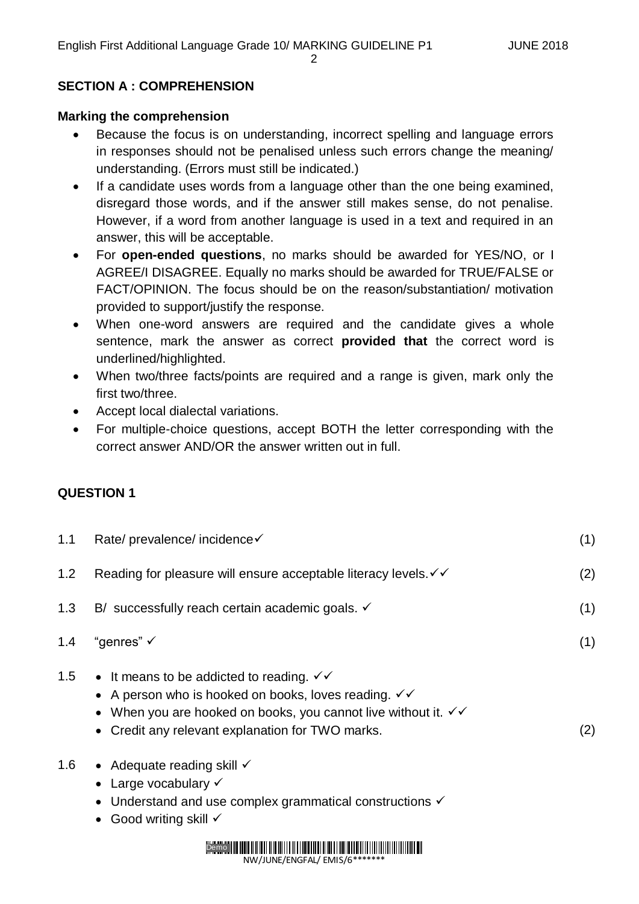## SECTION A : COMPREHENSION

**Marking the comprehension**

- Because the focus is on understanding, incorrect spelling and language errors in responses should not be penalised unless such errors change the meaning/ understanding. (Errors must still be indicated.)
- If a candidate uses words from a language other than the one being examined, disregard those words, and if the answer still makes sense, do not penalise. However, if a word from another language is used in a text and required in an answer, this will be acceptable.
- For **open-ended questions**, no marks should be awarded for YES/NO, or I AGREE/I DISAGREE. Equally no marks should be awarded for TRUE/FALSE or FACT/OPINION. The focus should be on the reason/substantiation/ motivation provided to support/justify the response.
- When one-word answers are required and the candidate gives a whole sentence, mark the answer as correct **provided that** the correct word is underlined/highlighted.
- When two/three facts/points are required and a range is given, mark only the first two/three.
- Accept local dialectal variations.
- For multiple-choice questions, accept BOTH the letter corresponding with the correct answer AND/OR the answer written out in full.

## QUESTION 1

1.1 Rate/ prevalence/ incidence✓ (1)

1.2 Reading for pleasure will ensure acceptable literacy levels.✓✓ (2)

1.3 B/ successfully reach certain academic goals. ✓ (1)

1.4 "genres" ✓ (1)

1.5
- It means to be addicted to reading. ✓✓
- A person who is hooked on books, loves reading. ✓✓
- When you are hooked on books, you cannot live without it. ✓✓
- Credit any relevant explanation for TWO marks. (2)

1.6
- Adequate reading skill ✓
- Large vocabulary ✓
- Understand and use complex grammatical constructions ✓
- Good writing skill ✓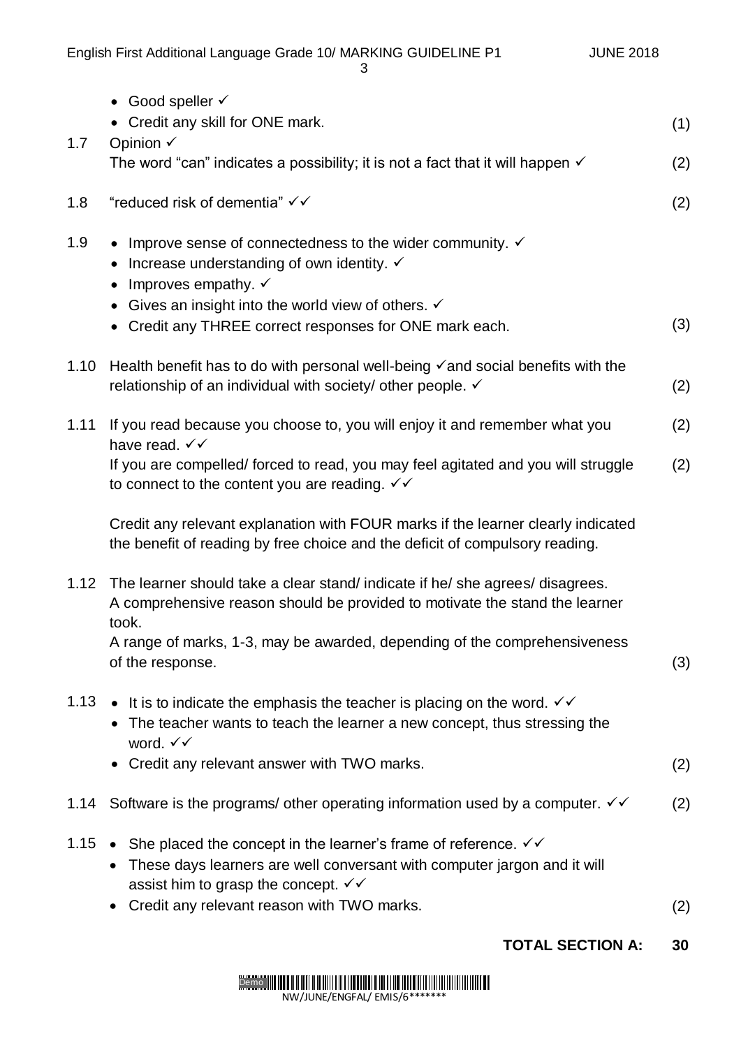- Good speller ✓
- Credit any skill for ONE mark. (1)

1.7 Opinion ✓
The word "can" indicates a possibility; it is not a fact that it will happen ✓ (2)

1.8 "reduced risk of dementia" ✓✓ (2)

1.9
- Improve sense of connectedness to the wider community. ✓
- Increase understanding of own identity. ✓
- Improves empathy. ✓
- Gives an insight into the world view of others. ✓
- Credit any THREE correct responses for ONE mark each. (3)

1.10 Health benefit has to do with personal well-being ✓and social benefits with the relationship of an individual with society/ other people. ✓ (2)

1.11 If you read because you choose to, you will enjoy it and remember what you have read. ✓✓ (2)
If you are compelled/ forced to read, you may feel agitated and you will struggle to connect to the content you are reading. ✓✓ (2)

Credit any relevant explanation with FOUR marks if the learner clearly indicated the benefit of reading by free choice and the deficit of compulsory reading.

1.12 The learner should take a clear stand/ indicate if he/ she agrees/ disagrees.
A comprehensive reason should be provided to motivate the stand the learner took.
A range of marks, 1-3, may be awarded, depending of the comprehensiveness of the response. (3)

1.13
- It is to indicate the emphasis the teacher is placing on the word. ✓✓
- The teacher wants to teach the learner a new concept, thus stressing the word. ✓✓
- Credit any relevant answer with TWO marks. (2)

1.14 Software is the programs/ other operating information used by a computer. ✓✓ (2)

1.15
- She placed the concept in the learner's frame of reference. ✓✓
- These days learners are well conversant with computer jargon and it will assist him to grasp the concept. ✓✓
- Credit any relevant reason with TWO marks. (2)

**TOTAL SECTION A: 30**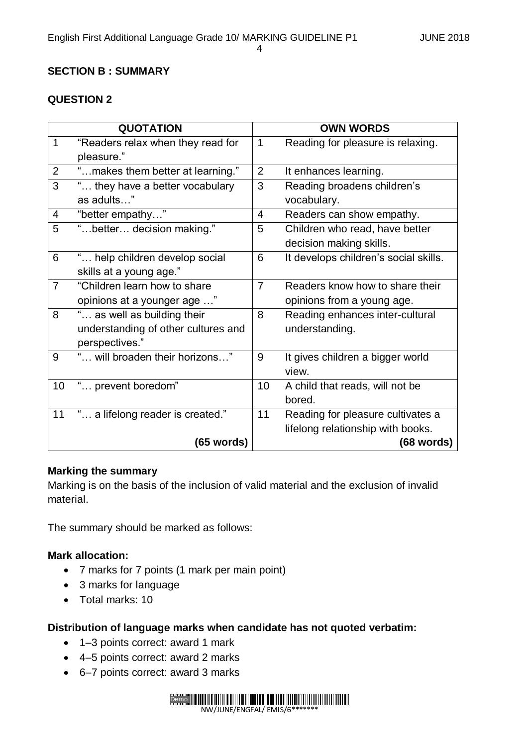**SECTION B : SUMMARY**

**QUESTION 2**

| | QUOTATION | | OWN WORDS |
|---|---|---|---|
| 1 | "Readers relax when they read for pleasure." | 1 | Reading for pleasure is relaxing. |
| 2 | "…makes them better at learning." | 2 | It enhances learning. |
| 3 | "… they have a better vocabulary as adults…" | 3 | Reading broadens children's vocabulary. |
| 4 | "better empathy…" | 4 | Readers can show empathy. |
| 5 | "…better… decision making." | 5 | Children who read, have better decision making skills. |
| 6 | "… help children develop social skills at a young age." | 6 | It develops children's social skills. |
| 7 | "Children learn how to share opinions at a younger age …" | 7 | Readers know how to share their opinions from a young age. |
| 8 | "… as well as building their understanding of other cultures and perspectives." | 8 | Reading enhances inter-cultural understanding. |
| 9 | "… will broaden their horizons…" | 9 | It gives children a bigger world view. |
| 10 | "… prevent boredom" | 10 | A child that reads, will not be bored. |
| 11 | "… a lifelong reader is created." | 11 | Reading for pleasure cultivates a lifelong relationship with books. |
| | **(65 words)** | | **(68 words)** |

**Marking the summary**

Marking is on the basis of the inclusion of valid material and the exclusion of invalid material.

The summary should be marked as follows:

**Mark allocation:**

- 7 marks for 7 points (1 mark per main point)
- 3 marks for language
- Total marks: 10

**Distribution of language marks when candidate has not quoted verbatim:**

- 1–3 points correct: award 1 mark
- 4–5 points correct: award 2 marks
- 6–7 points correct: award 3 marks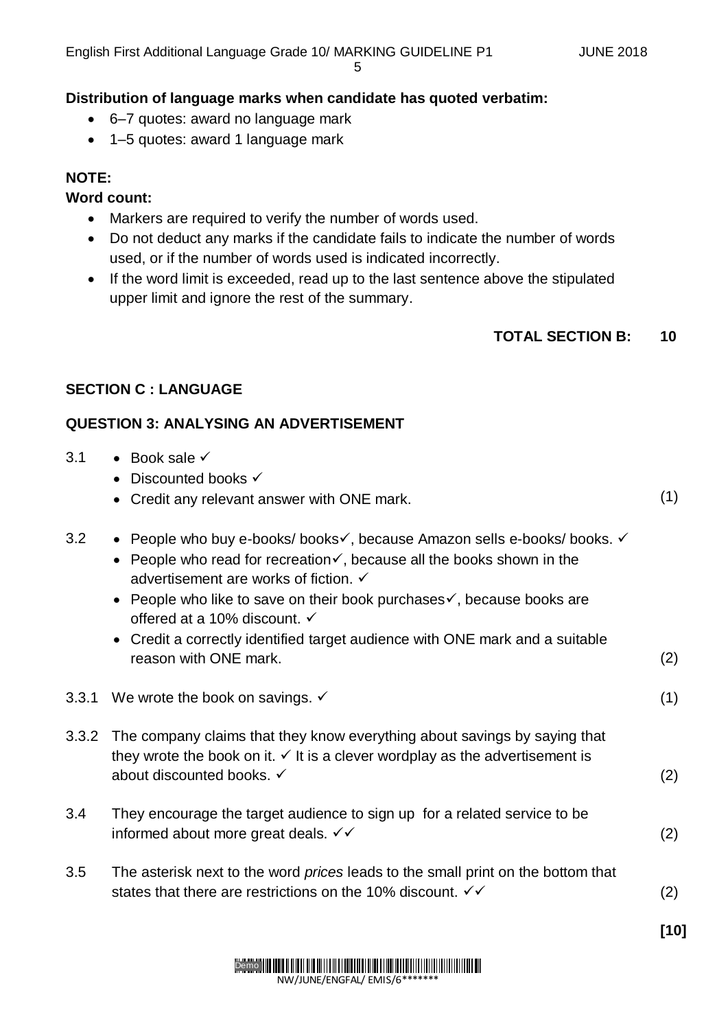**Distribution of language marks when candidate has quoted verbatim:**

- 6–7 quotes: award no language mark
- 1–5 quotes: award 1 language mark

**NOTE:**

**Word count:**

- Markers are required to verify the number of words used.
- Do not deduct any marks if the candidate fails to indicate the number of words used, or if the number of words used is indicated incorrectly.
- If the word limit is exceeded, read up to the last sentence above the stipulated upper limit and ignore the rest of the summary.

**TOTAL SECTION B: 10**

## SECTION C : LANGUAGE

### QUESTION 3: ANALYSING AN ADVERTISEMENT

3.1
- Book sale ✓
- Discounted books ✓
- Credit any relevant answer with ONE mark. (1)

3.2
- People who buy e-books/ books✓, because Amazon sells e-books/ books. ✓
- People who read for recreation✓, because all the books shown in the advertisement are works of fiction. ✓
- People who like to save on their book purchases✓, because books are offered at a 10% discount. ✓
- Credit a correctly identified target audience with ONE mark and a suitable reason with ONE mark. (2)

3.3.1 We wrote the book on savings. ✓ (1)

3.3.2 The company claims that they know everything about savings by saying that they wrote the book on it. ✓ It is a clever wordplay as the advertisement is about discounted books. ✓ (2)

3.4 They encourage the target audience to sign up for a related service to be informed about more great deals. ✓✓ (2)

3.5 The asterisk next to the word *prices* leads to the small print on the bottom that states that there are restrictions on the 10% discount. ✓✓ (2)

**[10]**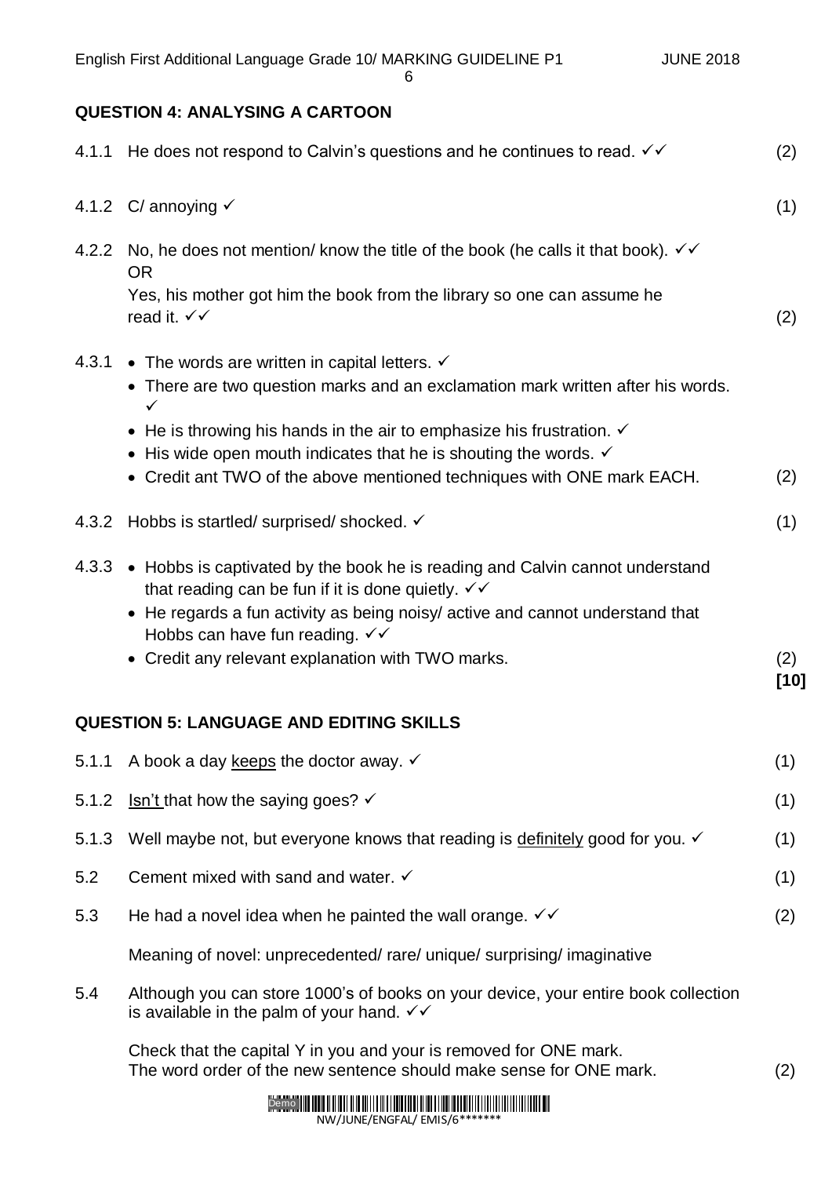## QUESTION 4: ANALYSING A CARTOON

4.1.1 He does not respond to Calvin's questions and he continues to read. ✓✓ (2)

4.1.2 C/ annoying ✓ (1)

4.2.2 No, he does not mention/ know the title of the book (he calls it that book). ✓✓
OR
Yes, his mother got him the book from the library so one can assume he read it. ✓✓ (2)

4.3.1
- The words are written in capital letters. ✓
- There are two question marks and an exclamation mark written after his words. ✓
- He is throwing his hands in the air to emphasize his frustration. ✓
- His wide open mouth indicates that he is shouting the words. ✓
- Credit ant TWO of the above mentioned techniques with ONE mark EACH. (2)

4.3.2 Hobbs is startled/ surprised/ shocked. ✓ (1)

4.3.3
- Hobbs is captivated by the book he is reading and Calvin cannot understand that reading can be fun if it is done quietly. ✓✓
- He regards a fun activity as being noisy/ active and cannot understand that Hobbs can have fun reading. ✓✓
- Credit any relevant explanation with TWO marks. (2)

**[10]**

## QUESTION 5: LANGUAGE AND EDITING SKILLS

5.1.1 A book a day keeps the doctor away. ✓ (1)

5.1.2 Isn't that how the saying goes? ✓ (1)

5.1.3 Well maybe not, but everyone knows that reading is definitely good for you. ✓ (1)

5.2 Cement mixed with sand and water. ✓ (1)

5.3 He had a novel idea when he painted the wall orange. ✓✓ (2)

Meaning of novel: unprecedented/ rare/ unique/ surprising/ imaginative

5.4 Although you can store 1000's of books on your device, your entire book collection is available in the palm of your hand. ✓✓

Check that the capital Y in you and your is removed for ONE mark.
The word order of the new sentence should make sense for ONE mark. (2)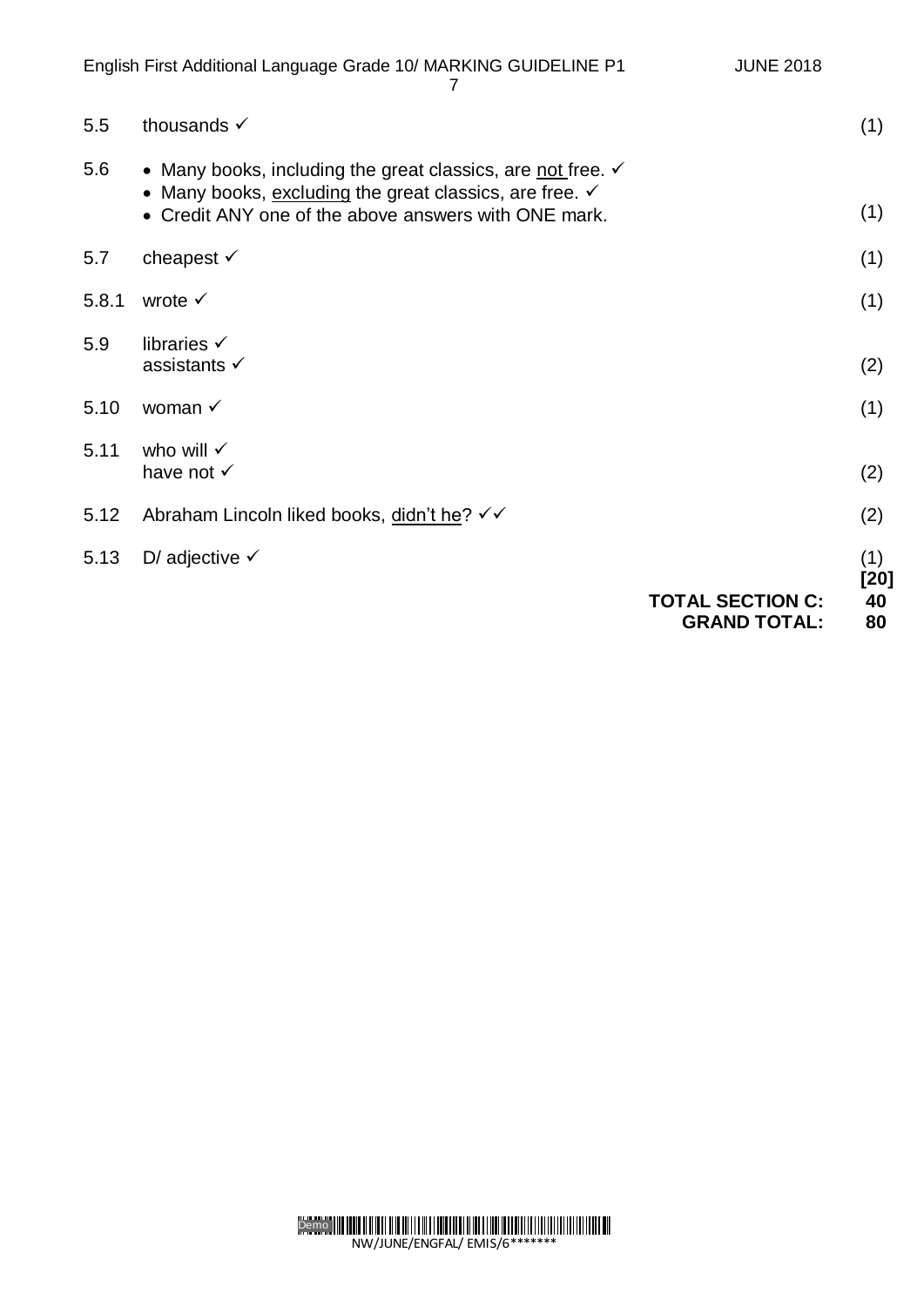| | | |
|---|---|---|
| 5.5 | thousands ✓ | (1) |
| 5.6 | • Many books, including the great classics, are <u>not</u> free. ✓<br>• Many books, <u>excluding</u> the great classics, are free. ✓<br>• Credit ANY one of the above answers with ONE mark. | (1) |
| 5.7 | cheapest ✓ | (1) |
| 5.8.1 | wrote ✓ | (1) |
| 5.9 | libraries ✓<br>assistants ✓ | (2) |
| 5.10 | woman ✓ | (1) |
| 5.11 | who will ✓<br>have not ✓ | (2) |
| 5.12 | Abraham Lincoln liked books, <u>didn't he</u>? ✓✓ | (2) |
| 5.13 | D/ adjective ✓ | (1)<br>**[20]** |

**TOTAL SECTION C: 40**

**GRAND TOTAL: 80**